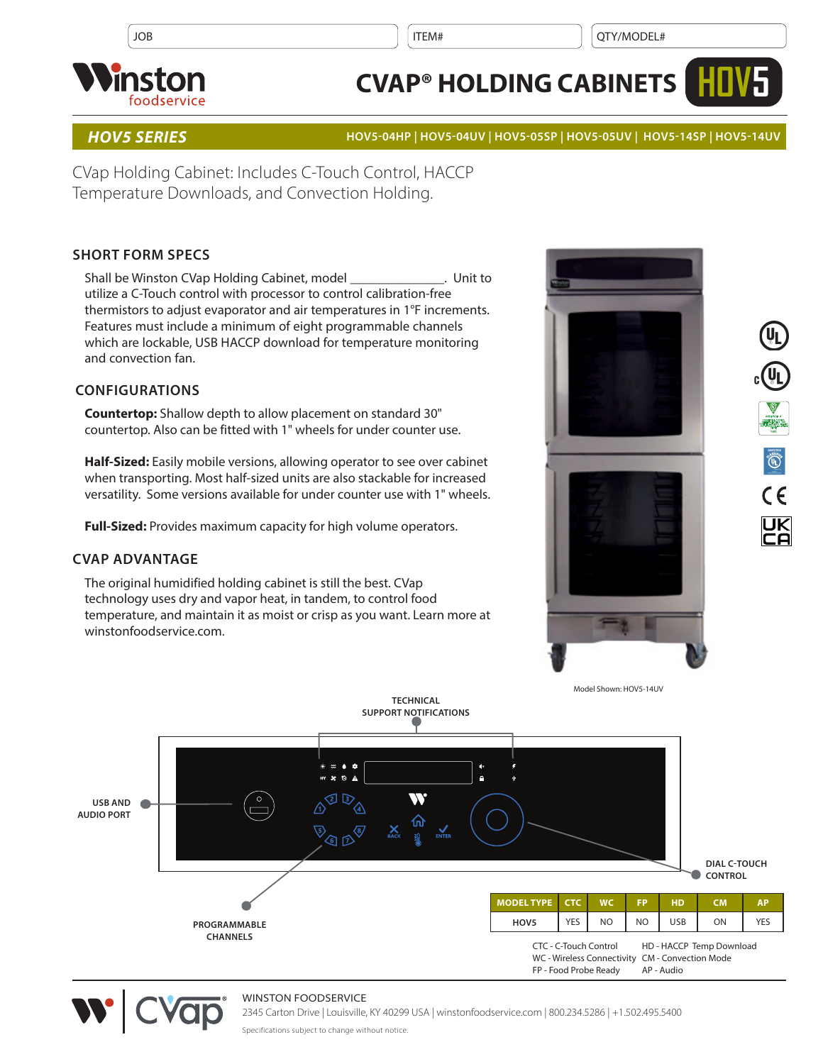JOB | ITEM# | QTY/MODEL#

# CVAP® HOLDING CABINETS HOV5

## HOV5 SERIES

HOV5-04HP | HOV5-04UV | HOV5-05SP | HOV5-05UV | HOV5-14SP | HOV5-14UV

CVap Holding Cabinet: Includes C-Touch Control, HACCP Temperature Downloads, and Convection Holding.

### SHORT FORM SPECS

Shall be Winston CVap Holding Cabinet, model ______________. Unit to utilize a C-Touch control with processor to control calibration-free thermistors to adjust evaporator and air temperatures in 1°F increments. Features must include a minimum of eight programmable channels which are lockable, USB HACCP download for temperature monitoring and convection fan.

### CONFIGURATIONS

**Countertop:** Shallow depth to allow placement on standard 30" countertop. Also can be fitted with 1" wheels for under counter use.

**Half-Sized:** Easily mobile versions, allowing operator to see over cabinet when transporting. Most half-sized units are also stackable for increased versatility. Some versions available for under counter use with 1" wheels.

**Full-Sized:** Provides maximum capacity for high volume operators.

### CVAP ADVANTAGE

The original humidified holding cabinet is still the best. CVap technology uses dry and vapor heat, in tandem, to control food temperature, and maintain it as moist or crisp as you want. Learn more at winstonfoodservice.com.

Model Shown: HOV5-14UV

TECHNICAL SUPPORT NOTIFICATIONS

USB AND AUDIO PORT

PROGRAMMABLE CHANNELS

DIAL C-TOUCH CONTROL

| MODEL TYPE | CTC | WC | FP | HD | CM | AP |
|---|---|---|---|---|---|---|
| HOV5 | YES | NO | NO | USB | ON | YES |

CTC - C-Touch Control
WC - Wireless Connectivity
FP - Food Probe Ready
HD - HACCP Temp Download
CM - Convection Mode
AP - Audio

WINSTON FOODSERVICE
2345 Carton Drive | Louisville, KY 40299 USA | winstonfoodservice.com | 800.234.5286 | +1.502.495.5400

Specifications subject to change without notice.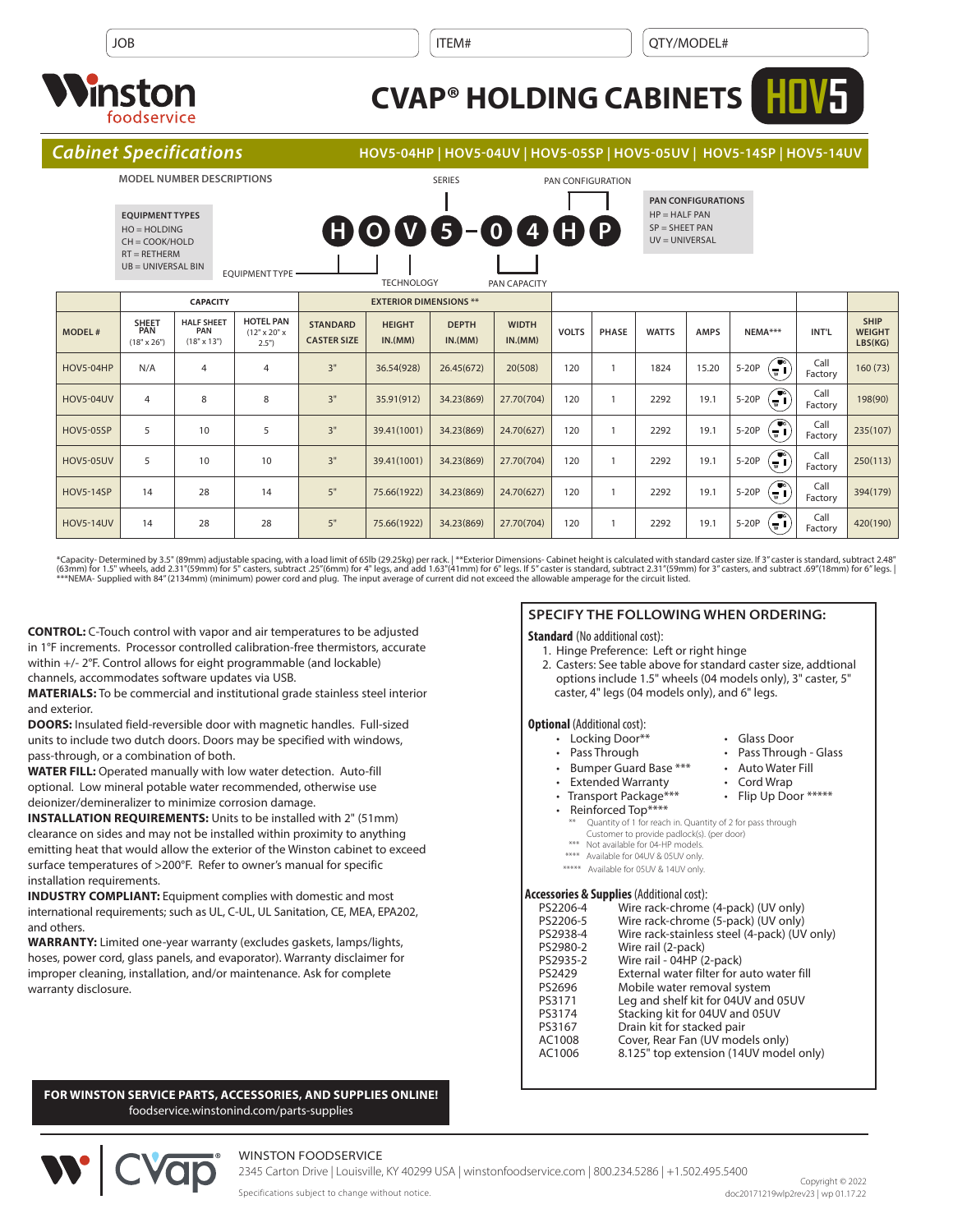JOB | ITEM# | QTY/MODEL#

Winston foodservice

# CVAP® HOLDING CABINETS HOV5

## Cabinet Specifications

**HOV5-04HP | HOV5-04UV | HOV5-05SP | HOV5-05UV | HOV5-14SP | HOV5-14UV**

**MODEL NUMBER DESCRIPTIONS**

**EQUIPMENT TYPES**
HO = HOLDING
CH = COOK/HOLD
RT = RETHERM
UB = UNIVERSAL BIN

H O V 5 - 0 4 H P

EQUIPMENT TYPE — TECHNOLOGY — SERIES — PAN CAPACITY — PAN CONFIGURATION

**PAN CONFIGURATIONS**
HP = HALF PAN
SP = SHEET PAN
UV = UNIVERSAL

| MODEL # | CAPACITY | | | EXTERIOR DIMENSIONS ** | | | | VOLTS | PHASE | WATTS | AMPS | NEMA*** | INT'L | SHIP WEIGHT LBS(KG) |
|---|---|---|---|---|---|---|---|---|---|---|---|---|---|---|
| | SHEET PAN (18" x 26") | HALF SHEET PAN (18" x 13") | HOTEL PAN (12" x 20" x 2.5") | STANDARD CASTER SIZE | HEIGHT IN.(MM) | DEPTH IN.(MM) | WIDTH IN.(MM) | | | | | | | |
| HOV5-04HP | N/A | 4 | 4 | 3" | 36.54(928) | 26.45(672) | 20(508) | 120 | 1 | 1824 | 15.20 | 5-20P | Call Factory | 160 (73) |
| HOV5-04UV | 4 | 8 | 8 | 3" | 35.91(912) | 34.23(869) | 27.70(704) | 120 | 1 | 2292 | 19.1 | 5-20P | Call Factory | 198(90) |
| HOV5-05SP | 5 | 10 | 5 | 3" | 39.41(1001) | 34.23(869) | 24.70(627) | 120 | 1 | 2292 | 19.1 | 5-20P | Call Factory | 235(107) |
| HOV5-05UV | 5 | 10 | 10 | 3" | 39.41(1001) | 34.23(869) | 27.70(704) | 120 | 1 | 2292 | 19.1 | 5-20P | Call Factory | 250(113) |
| HOV5-14SP | 14 | 28 | 14 | 5" | 75.66(1922) | 34.23(869) | 24.70(627) | 120 | 1 | 2292 | 19.1 | 5-20P | Call Factory | 394(179) |
| HOV5-14UV | 14 | 28 | 28 | 5" | 75.66(1922) | 34.23(869) | 27.70(704) | 120 | 1 | 2292 | 19.1 | 5-20P | Call Factory | 420(190) |

*Capacity- Determined by 3.5" (89mm) adjustable spacing, with a load limit of 65lb (29.25kg) per rack. | **Exterior Dimensions- Cabinet height is calculated with standard caster size. If 3" caster is standard, subtract 2.48" (63mm) for 1.5" wheels, add 2.31"(59mm) for 5" casters, subtract .25"(6mm) for 4" legs, and add 1.63"(41mm) for 6" legs. If 5" caster is standard, subtract 2.31"(59mm) for 3" casters, and subtract .69"(18mm) for 6" legs. | ***NEMA- Supplied with 84" (2134mm) (minimum) power cord and plug. The input average of current did not exceed the allowable amperage for the circuit listed.

**CONTROL:** C-Touch control with vapor and air temperatures to be adjusted in 1°F increments. Processor controlled calibration-free thermistors, accurate within +/- 2°F. Control allows for eight programmable (and lockable) channels, accommodates software updates via USB.

**MATERIALS:** To be commercial and institutional grade stainless steel interior and exterior.

**DOORS:** Insulated field-reversible door with magnetic handles. Full-sized units to include two dutch doors. Doors may be specified with windows, pass-through, or a combination of both.

**WATER FILL:** Operated manually with low water detection. Auto-fill optional. Low mineral potable water recommended, otherwise use deionizer/demineralizer to minimize corrosion damage.

**INSTALLATION REQUIREMENTS:** Units to be installed with 2" (51mm) clearance on sides and may not be installed within proximity to anything emitting heat that would allow the exterior of the Winston cabinet to exceed surface temperatures of >200°F. Refer to owner's manual for specific installation requirements.

**INDUSTRY COMPLIANT:** Equipment complies with domestic and most international requirements; such as UL, C-UL, UL Sanitation, CE, MEA, EPA202, and others.

**WARRANTY:** Limited one-year warranty (excludes gaskets, lamps/lights, hoses, power cord, glass panels, and evaporator). Warranty disclaimer for improper cleaning, installation, and/or maintenance. Ask for complete warranty disclosure.

## SPECIFY THE FOLLOWING WHEN ORDERING:

**Standard** (No additional cost):

1. Hinge Preference: Left or right hinge
2. Casters: See table above for standard caster size, addtional options include 1.5" wheels (04 models only), 3" caster, 5" caster, 4" legs (04 models only), and 6" legs.

**Optional** (Additional cost):

- Locking Door**
- Pass Through
- Bumper Guard Base ***
- Extended Warranty
- Transport Package***
- Reinforced Top****
- Glass Door
- Pass Through - Glass
- Auto Water Fill
- Cord Wrap
- Flip Up Door *****

** Quantity of 1 for reach in. Quantity of 2 for pass through. Customer to provide padlock(s). (per door)
*** Not available for 04-HP models.
**** Available for 04UV & 05UV only.
***** Available for 05UV & 14UV only.

**Accessories & Supplies** (Additional cost):

| | |
|---|---|
| PS2206-4 | Wire rack-chrome (4-pack) (UV only) |
| PS2206-5 | Wire rack-chrome (5-pack) (UV only) |
| PS2938-4 | Wire rack-stainless steel (4-pack) (UV only) |
| PS2980-2 | Wire rail (2-pack) |
| PS2935-2 | Wire rail - 04HP (2-pack) |
| PS2429 | External water filter for auto water fill |
| PS2696 | Mobile water removal system |
| PS3171 | Leg and shelf kit for 04UV and 05UV |
| PS3174 | Stacking kit for 04UV and 05UV |
| PS3167 | Drain kit for stacked pair |
| AC1008 | Cover, Rear Fan (UV models only) |
| AC1006 | 8.125" top extension (14UV model only) |

**FOR WINSTON SERVICE PARTS, ACCESSORIES, AND SUPPLIES ONLINE!**
foodservice.winstonind.com/parts-supplies

WINSTON FOODSERVICE
2345 Carton Drive | Louisville, KY 40299 USA | winstonfoodservice.com | 800.234.5286 | +1.502.495.5400

Specifications subject to change without notice.

Copyright © 2022
doc20171219wlp2rev23 | wp 01.17.22